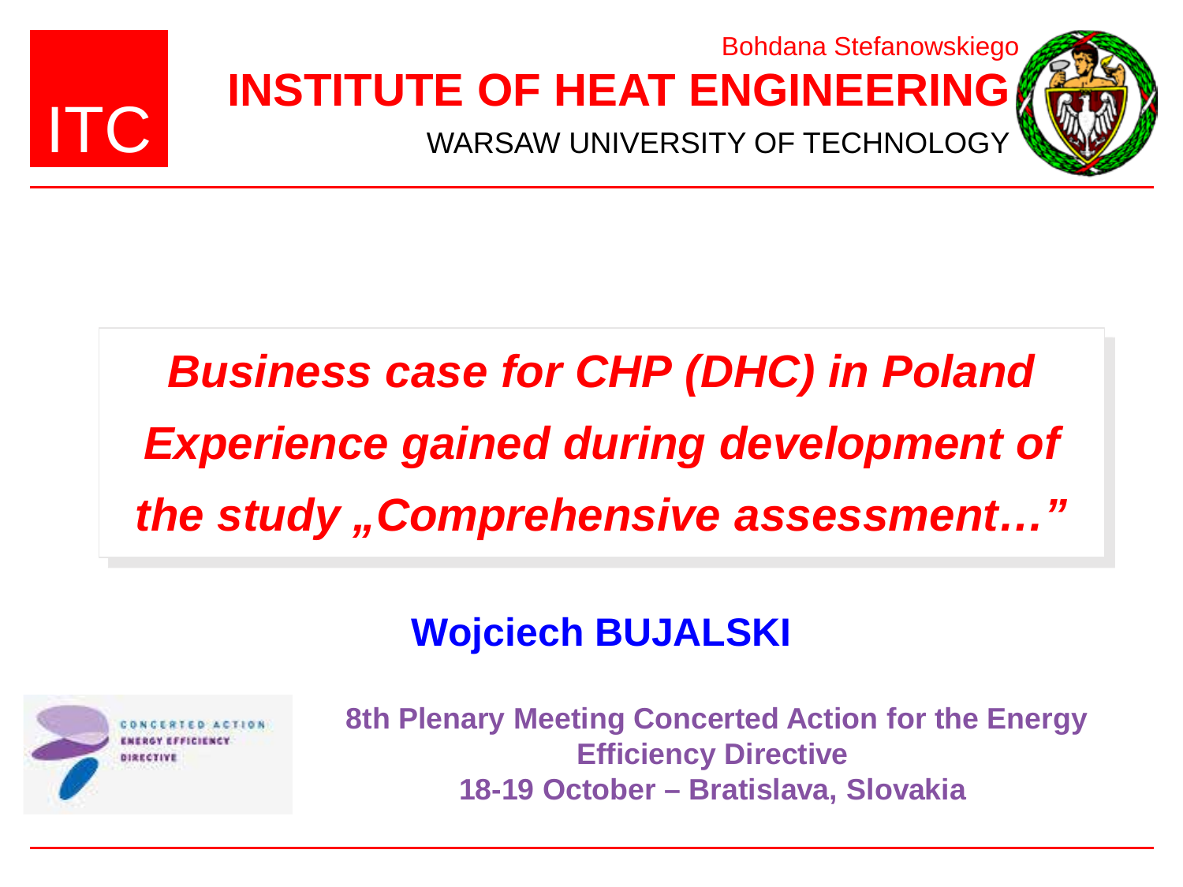ITC

Bohdana Stefanowskiego

**INSTITUTE OF HEAT ENGINEERING**

WARSAW UNIVERSITY OF TECHNOLOGY

# *Business case for CHP (DHC) in Poland Experience gained during development of the study „Comprehensive assessment…”*

**Wojciech BUJALSKI**

CONCERTED ACTION ENERGY EFFICIENCY DIRECTIVE

**8th Plenary Meeting Concerted Action for the Energy Efficiency Directive**
**18-19 October – Bratislava, Slovakia**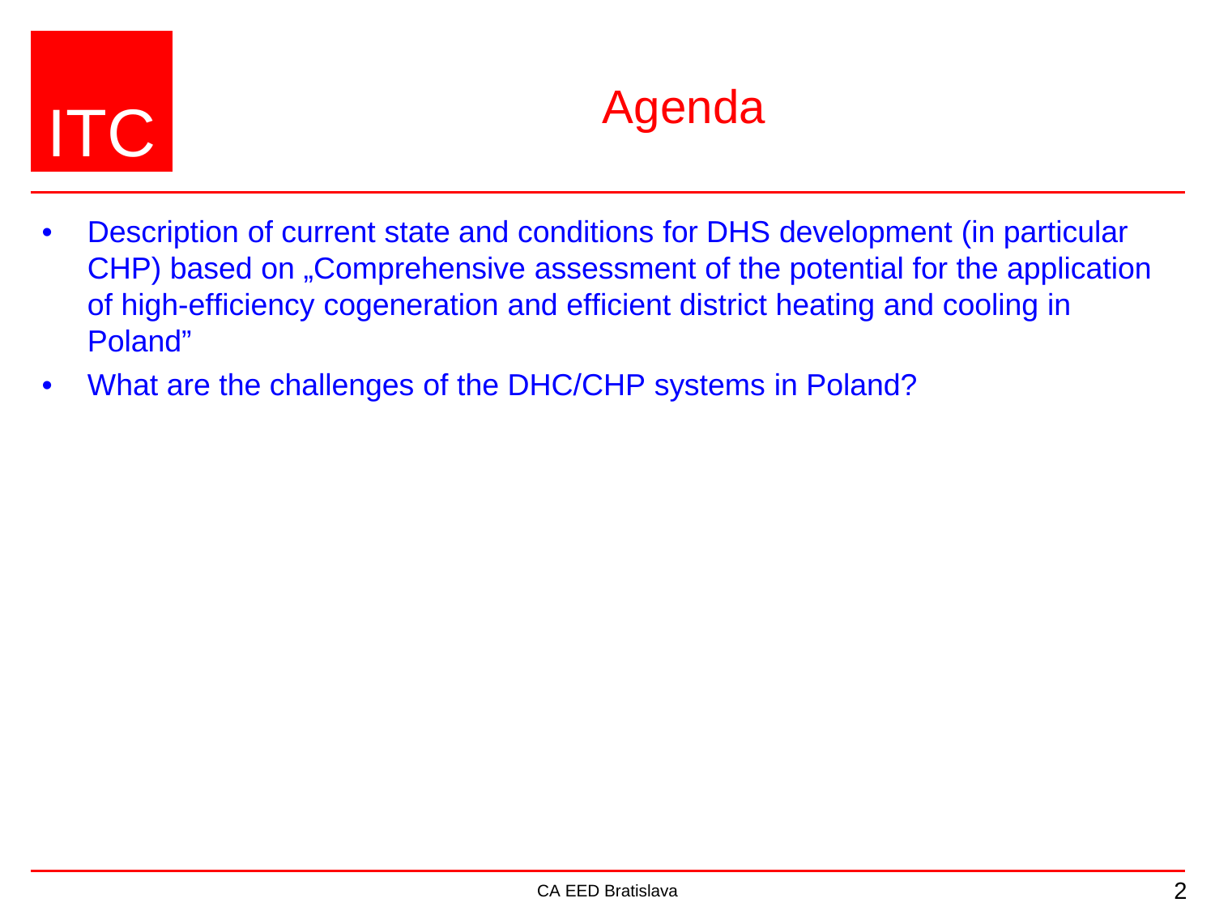ITC

# Agenda

- Description of current state and conditions for DHS development (in particular CHP) based on „Comprehensive assessment of the potential for the application of high-efficiency cogeneration and efficient district heating and cooling in Poland"
- What are the challenges of the DHC/CHP systems in Poland?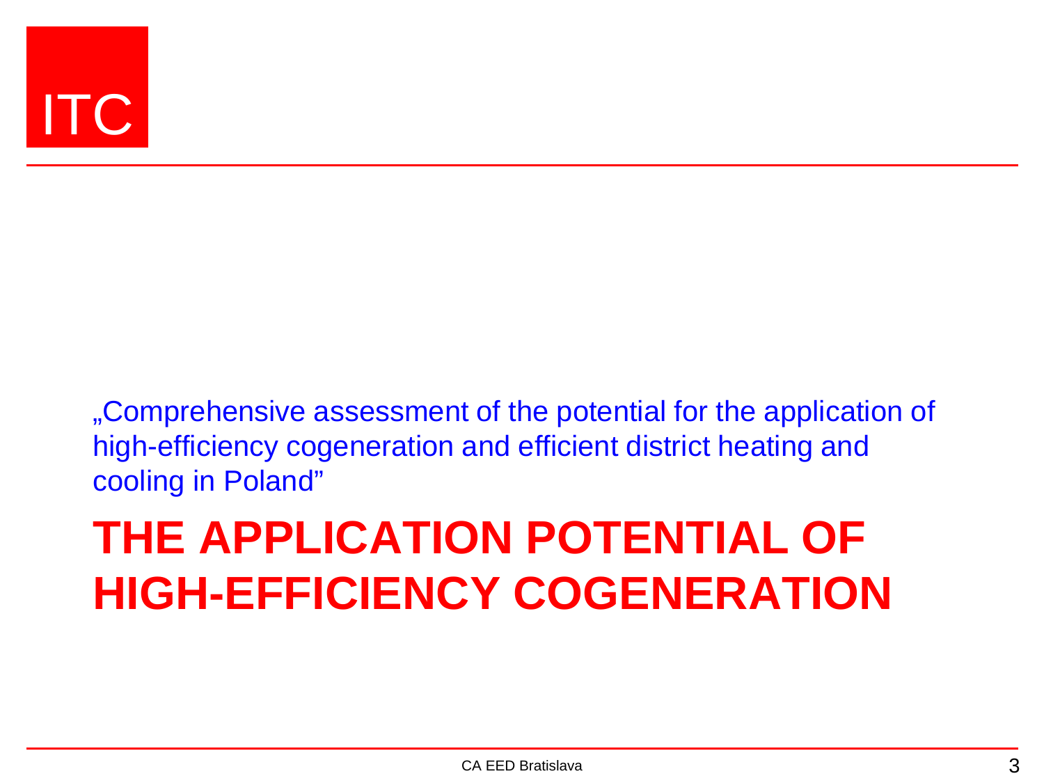ITC

„Comprehensive assessment of the potential for the application of high-efficiency cogeneration and efficient district heating and cooling in Poland"

# THE APPLICATION POTENTIAL OF HIGH-EFFICIENCY COGENERATION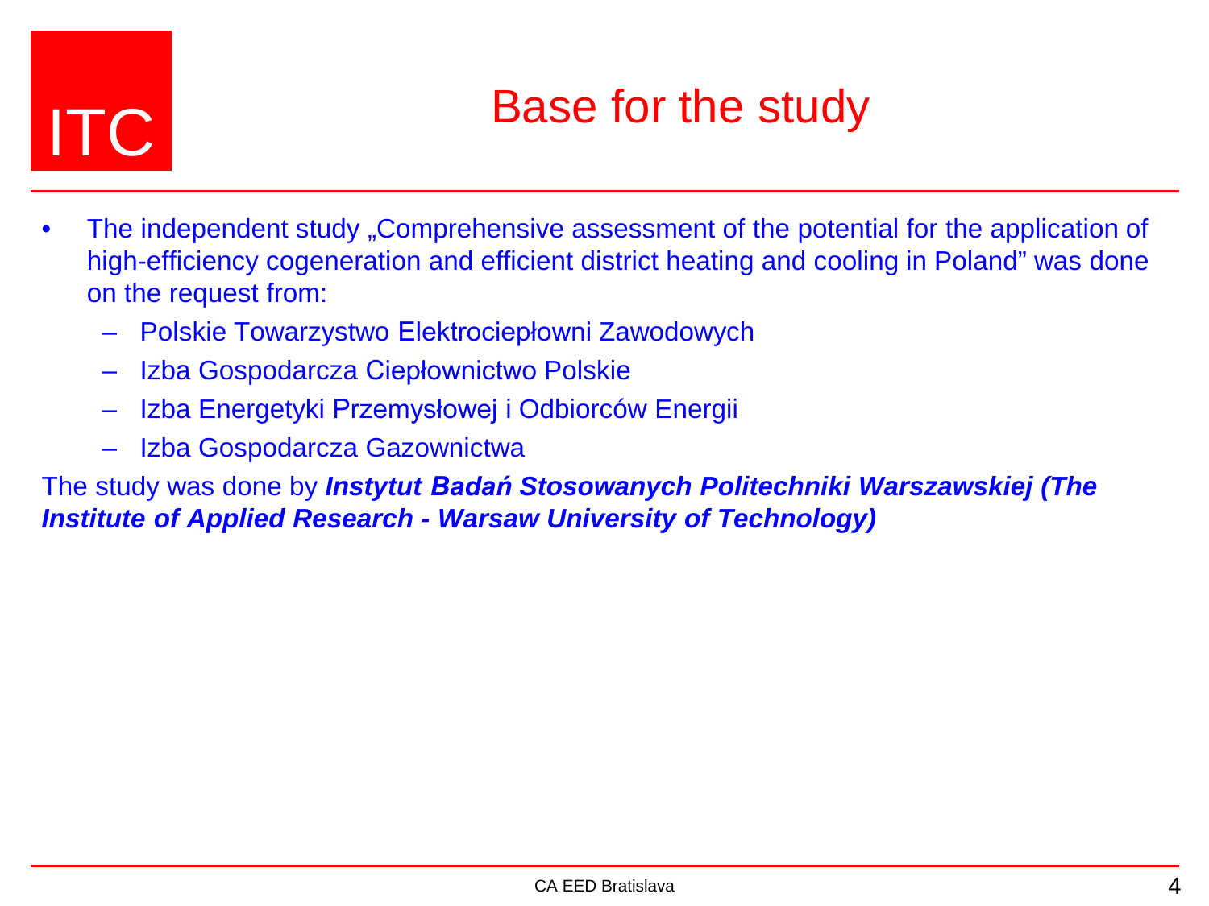ITC

# Base for the study

- The independent study „Comprehensive assessment of the potential for the application of high-efficiency cogeneration and efficient district heating and cooling in Poland" was done on the request from:
  - Polskie Towarzystwo Elektrociepłowni Zawodowych
  - Izba Gospodarcza Ciepłownictwo Polskie
  - Izba Energetyki Przemysłowej i Odbiorców Energii
  - Izba Gospodarcza Gazownictwa

The study was done by ***Instytut Badań Stosowanych Politechniki Warszawskiej (The Institute of Applied Research - Warsaw University of Technology)***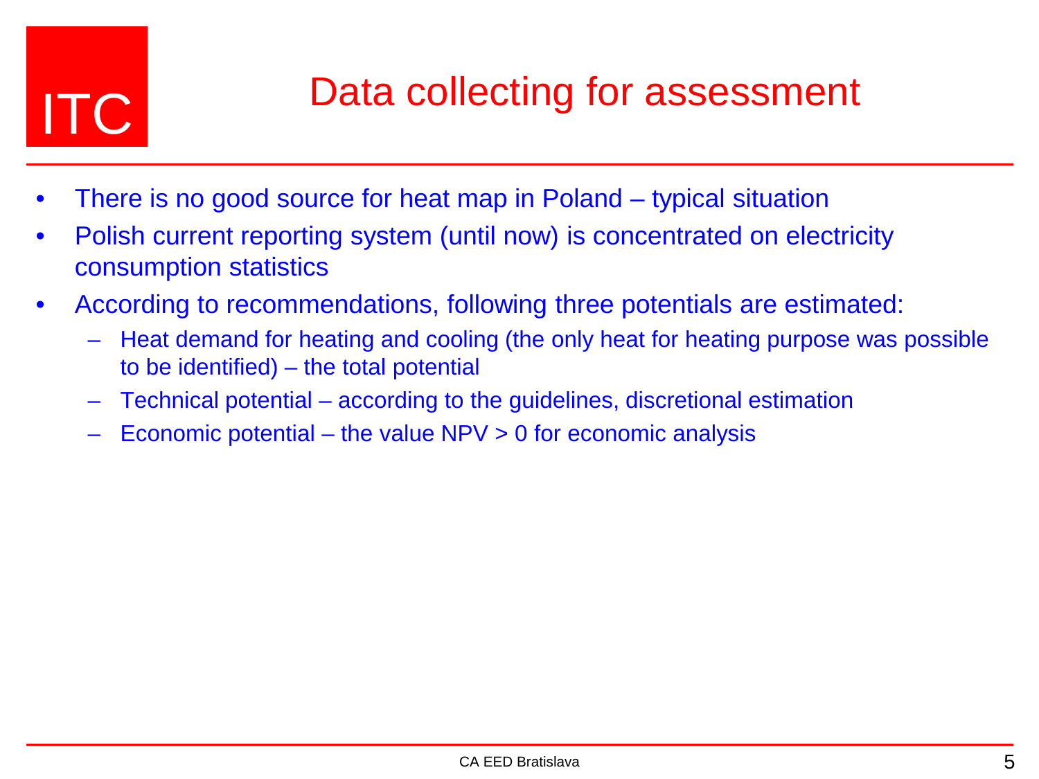# Data collecting for assessment

- There is no good source for heat map in Poland – typical situation
- Polish current reporting system (until now) is concentrated on electricity consumption statistics
- According to recommendations, following three potentials are estimated:
  - Heat demand for heating and cooling (the only heat for heating purpose was possible to be identified) – the total potential
  - Technical potential – according to the guidelines, discretional estimation
  - Economic potential – the value NPV > 0 for economic analysis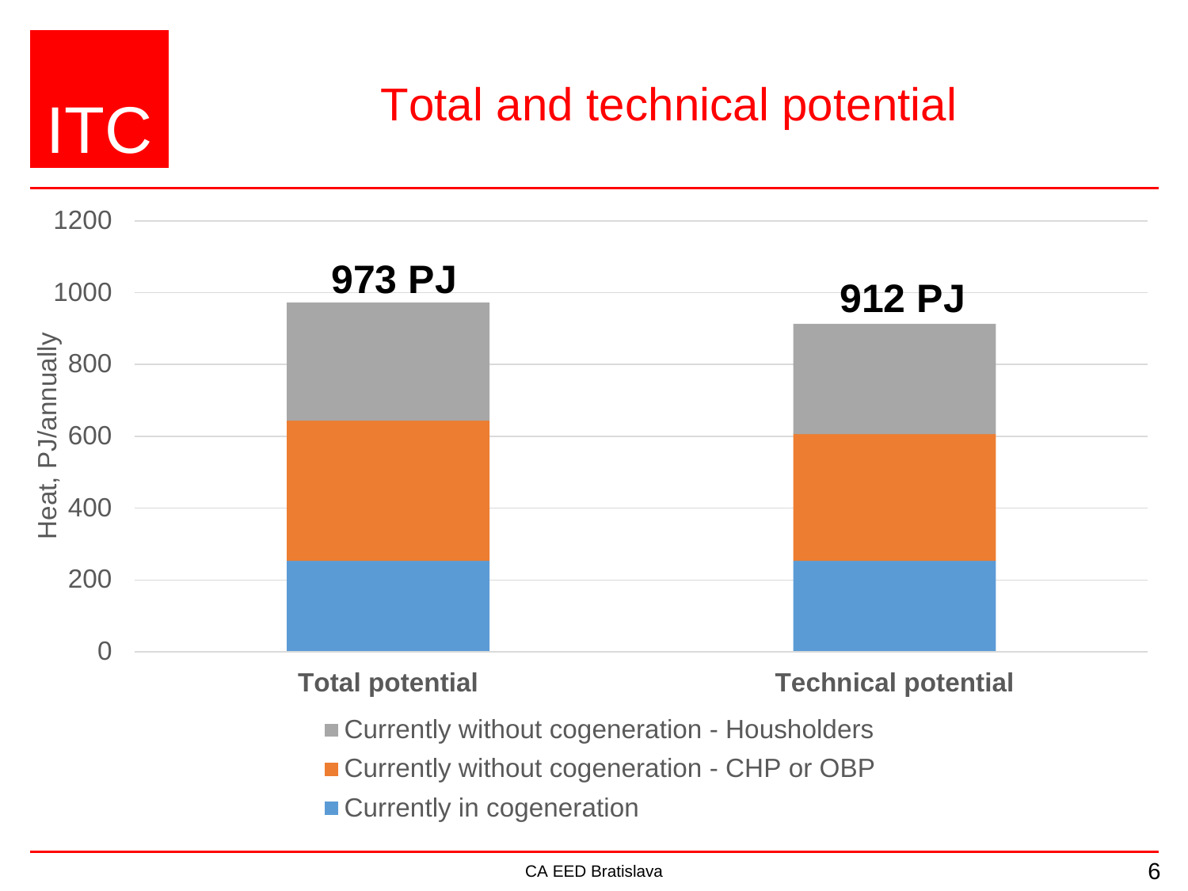# Total and technical potential

Heat, PJ/annually

| | Total potential | Technical potential |
|---|---|---|
| Total | 973 PJ | 912 PJ |

- Currently without cogeneration - Housholders
- Currently without cogeneration - CHP or OBP
- Currently in cogeneration

CA EED Bratislava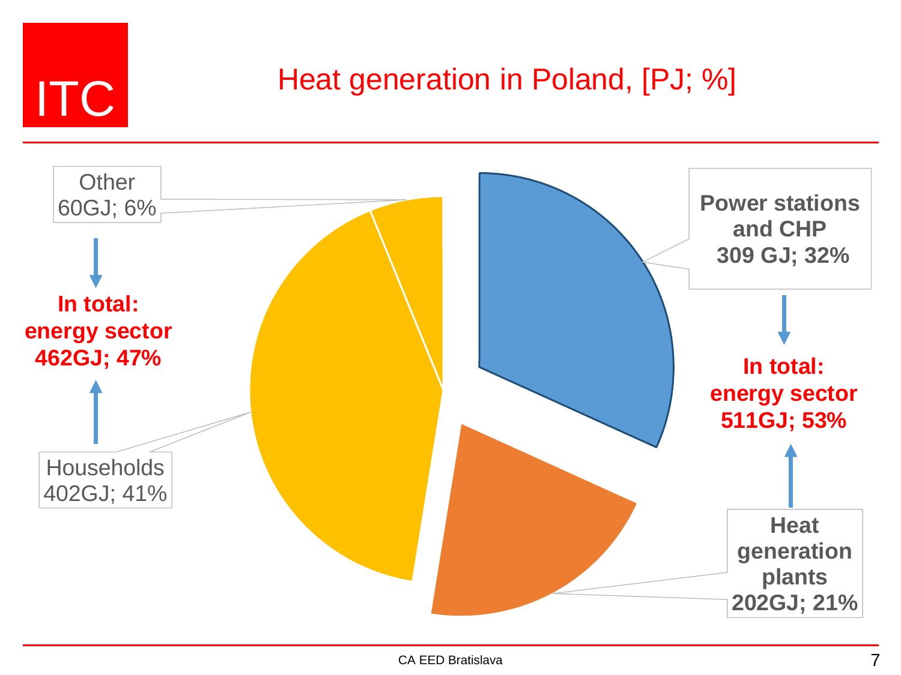# Heat generation in Poland, [PJ; %]

Other
60GJ; 6%

**In total: energy sector 462GJ; 47%**

Households
402GJ; 41%

**Power stations and CHP 309 GJ; 32%**

**In total: energy sector 511GJ; 53%**

**Heat generation plants 202GJ; 21%**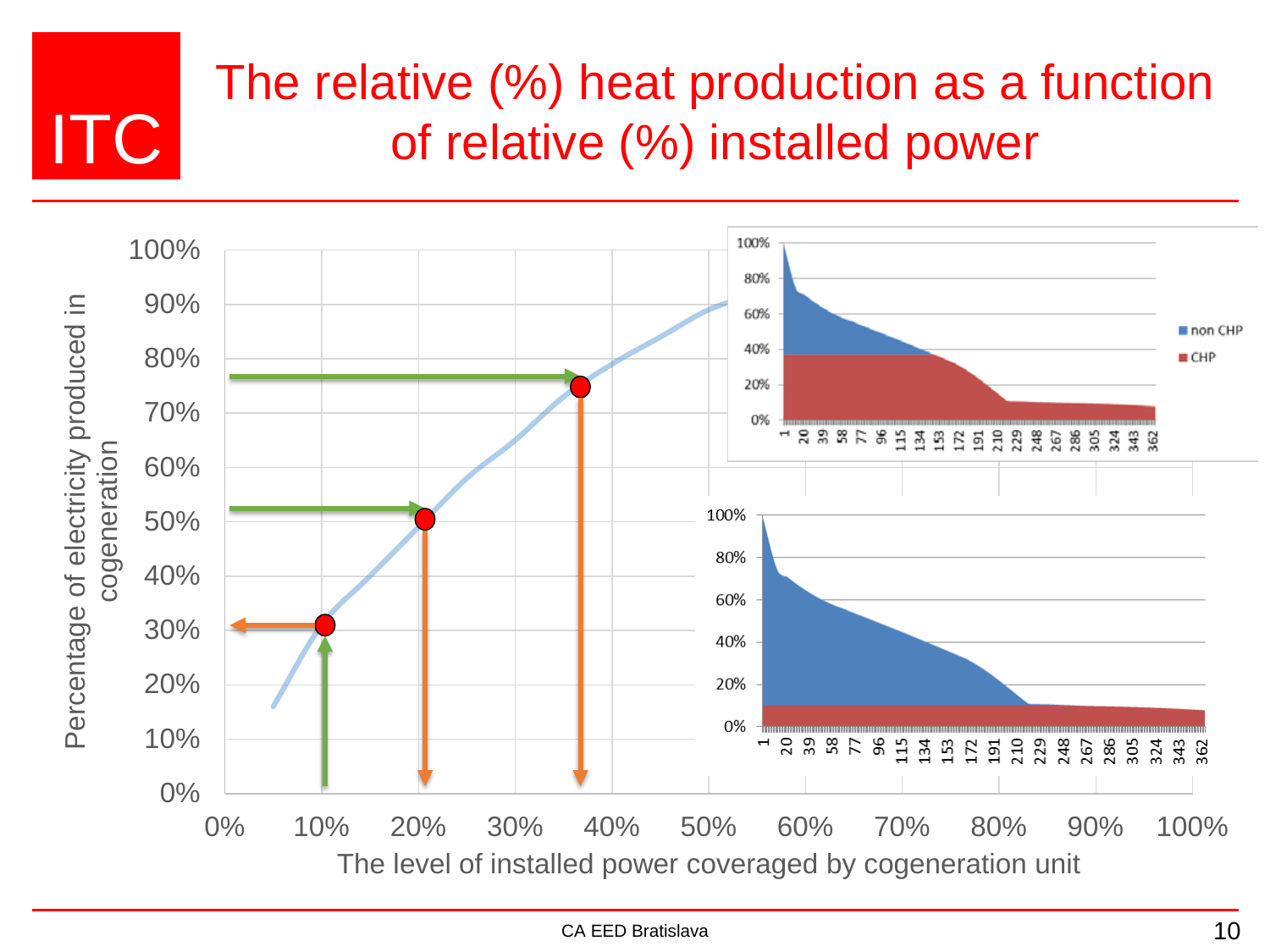# The relative (%) heat production as a function of relative (%) installed power

Percentage of electricity produced in cogeneration

100%
90%
80%
70%
60%
50%
40%
30%
20%
10%
0%

0% 10% 20% 30% 40% 50% 60% 70% 80% 90% 100%

The level of installed power coveraged by cogeneration unit

non CHP
CHP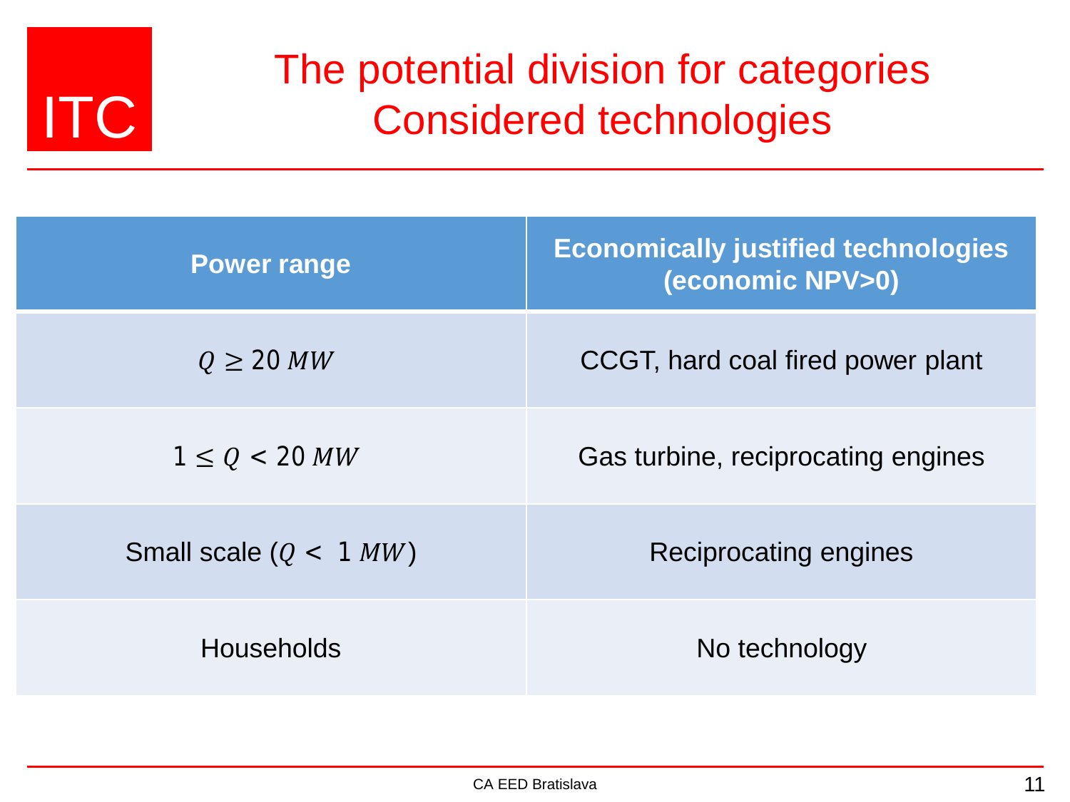# The potential division for categories Considered technologies

| Power range | Economically justified technologies (economic NPV>0) |
|---|---|
| $Q \geq 20\ MW$ | CCGT, hard coal fired power plant |
| $1 \leq Q < 20\ MW$ | Gas turbine, reciprocating engines |
| Small scale ($Q < 1\ MW$) | Reciprocating engines |
| Households | No technology |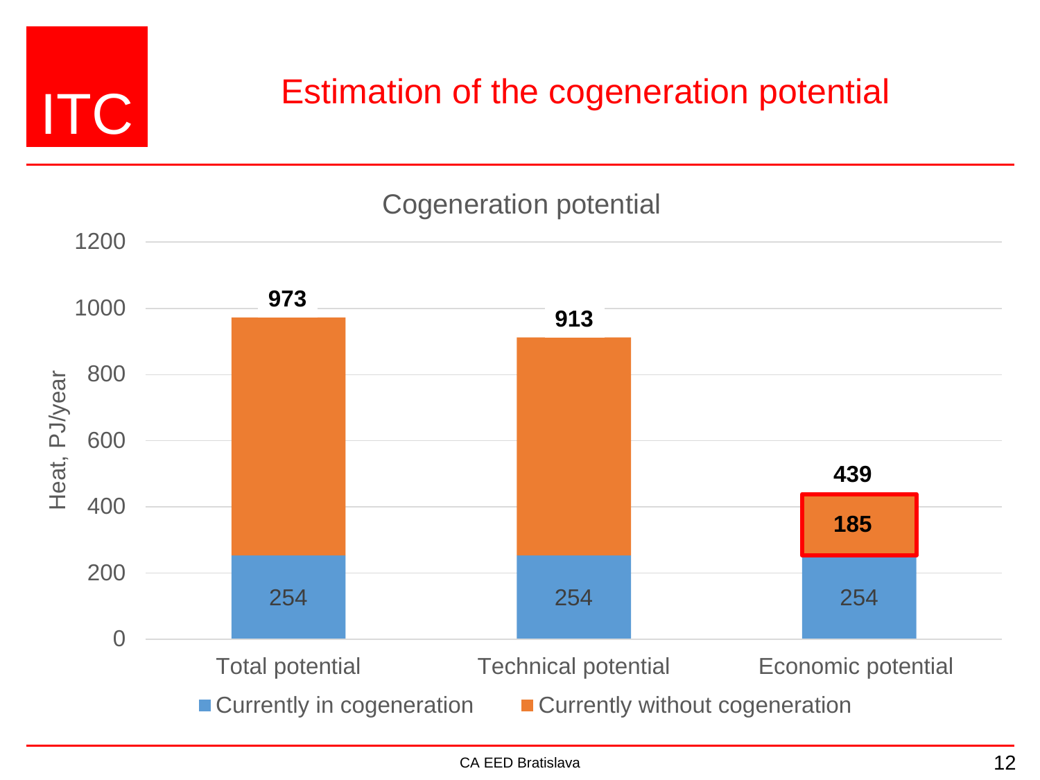# Estimation of the cogeneration potential

Cogeneration potential

| | Currently in cogeneration | Currently without cogeneration | Total |
| --- | --- | --- | --- |
| Total potential | 254 | | 973 |
| Technical potential | 254 | | 913 |
| Economic potential | 254 | 185 | 439 |

Heat, PJ/year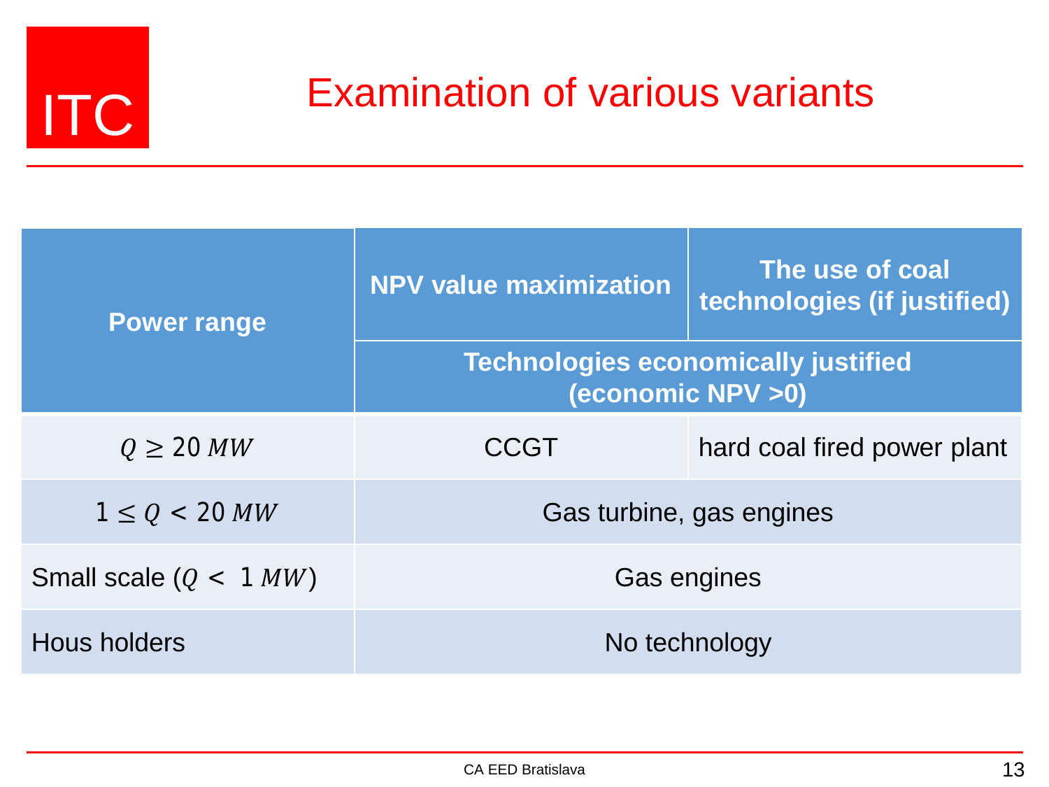# Examination of various variants

| Power range | NPV value maximization | The use of coal technologies (if justified) |
|---|---|---|
| | Technologies economically justified (economic NPV >0) | |
| $Q \geq 20\ MW$ | CCGT | hard coal fired power plant |
| $1 \leq Q < 20\ MW$ | Gas turbine, gas engines | |
| Small scale ($Q < 1\ MW$) | Gas engines | |
| Hous holders | No technology | |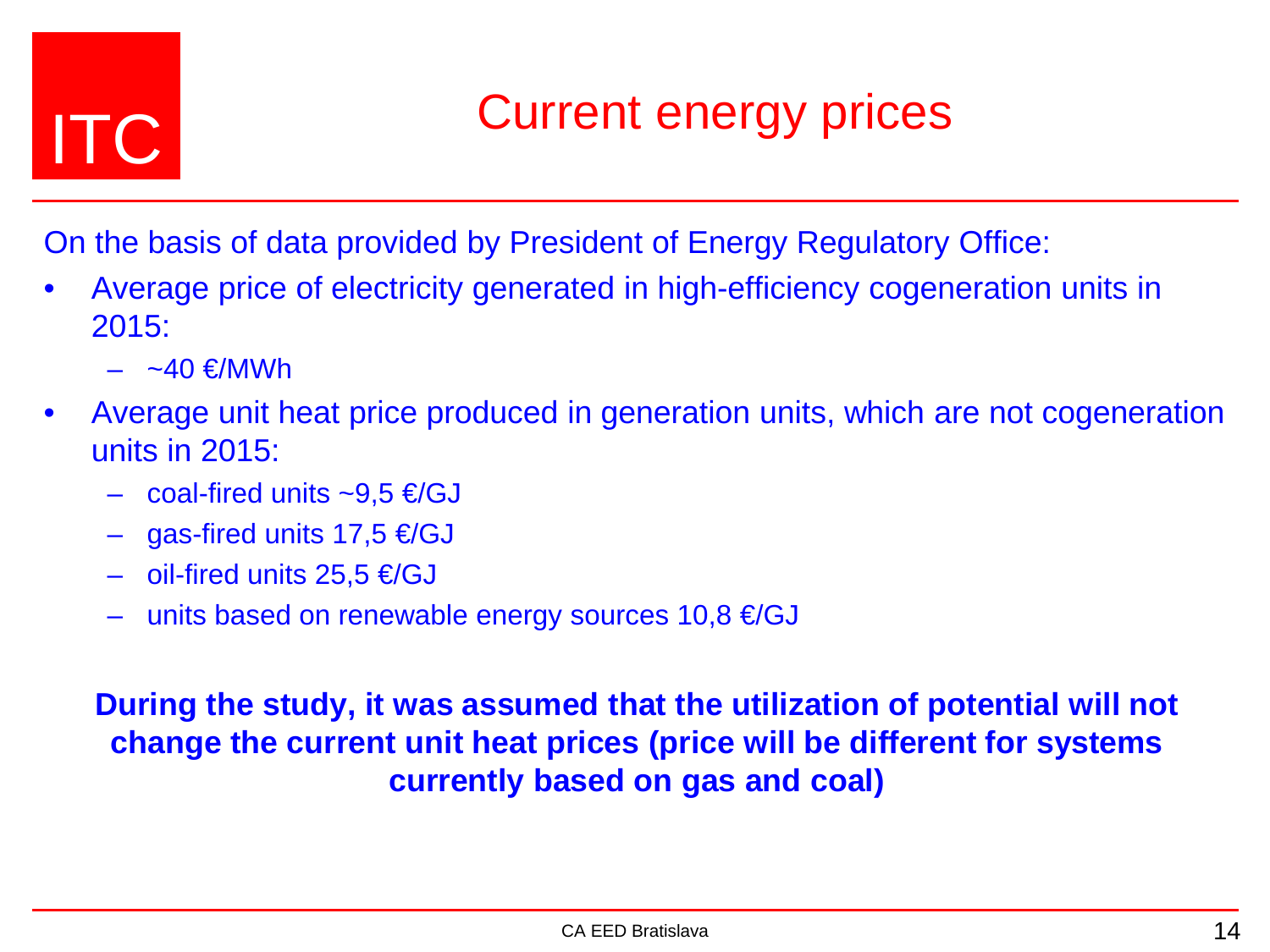ITC

# Current energy prices

On the basis of data provided by President of Energy Regulatory Office:

- Average price of electricity generated in high-efficiency cogeneration units in 2015:
  - ~40 €/MWh
- Average unit heat price produced in generation units, which are not cogeneration units in 2015:
  - coal-fired units ~9,5 €/GJ
  - gas-fired units 17,5 €/GJ
  - oil-fired units 25,5 €/GJ
  - units based on renewable energy sources 10,8 €/GJ

**During the study, it was assumed that the utilization of potential will not change the current unit heat prices (price will be different for systems currently based on gas and coal)**

CA EED Bratislava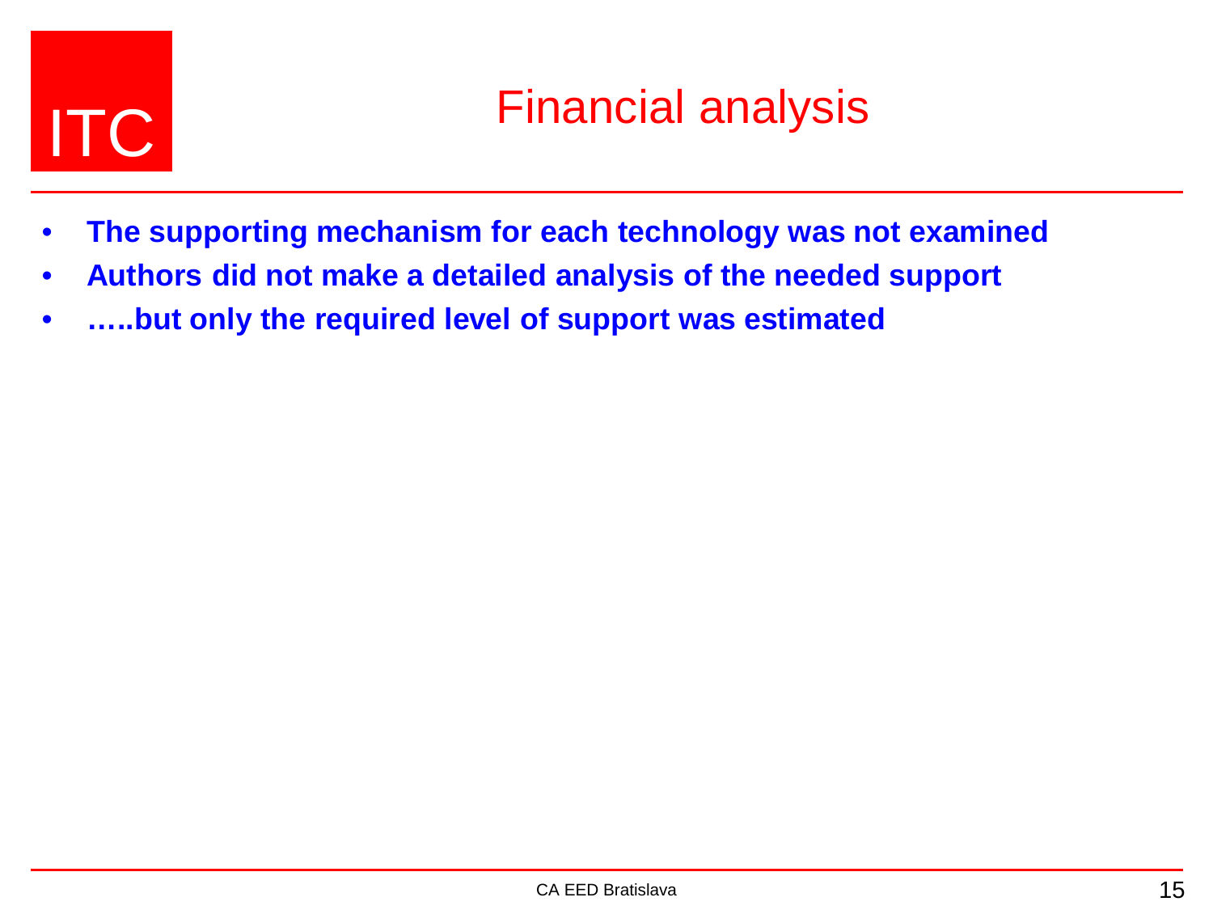# Financial analysis

- **The supporting mechanism for each technology was not examined**
- **Authors did not make a detailed analysis of the needed support**
- **…..but only the required level of support was estimated**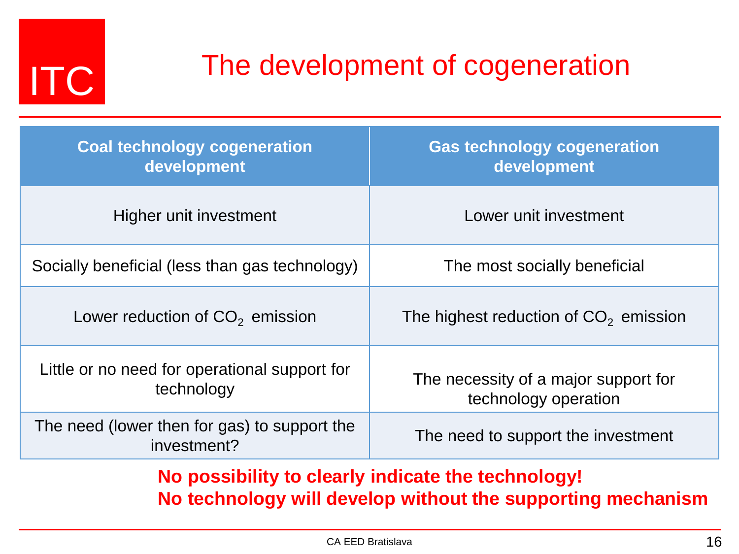# The development of cogeneration

| Coal technology cogeneration development | Gas technology cogeneration development |
|---|---|
| Higher unit investment | Lower unit investment |
| Socially beneficial (less than gas technology) | The most socially beneficial |
| Lower reduction of $CO_2$ emission | The highest reduction of $CO_2$ emission |
| Little or no need for operational support for technology | The necessity of a major support for technology operation |
| The need (lower then for gas) to support the investment? | The need to support the investment |

**No possibility to clearly indicate the technology!**
**No technology will develop without the supporting mechanism**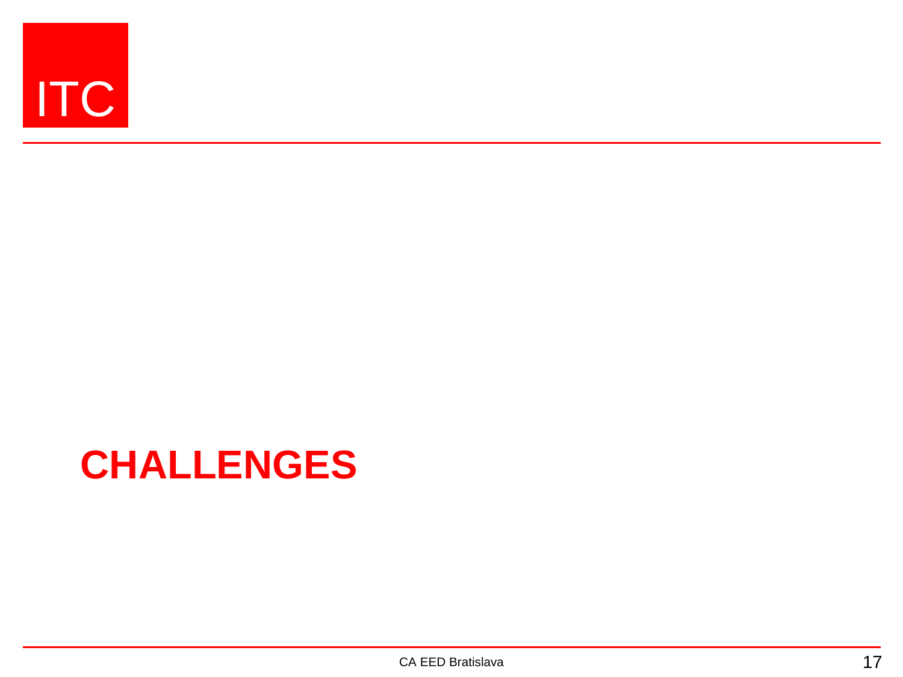# CHALLENGES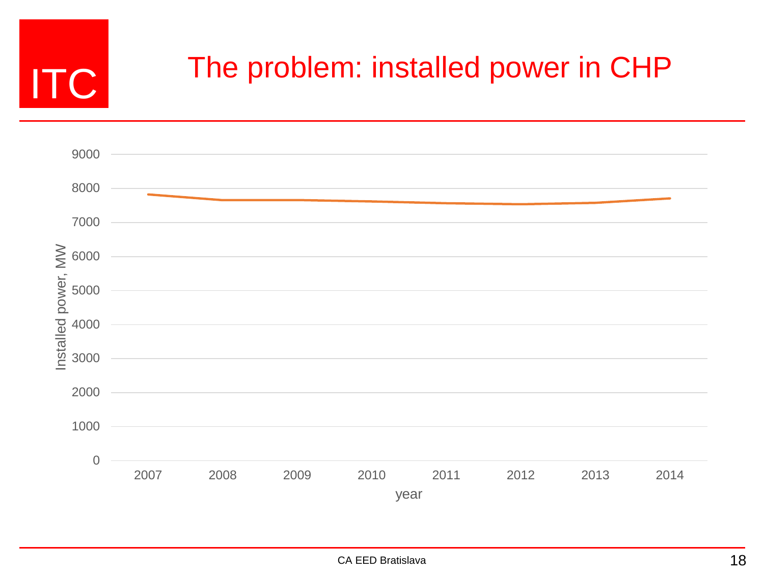# The problem: installed power in CHP

Installed power, MW

9000
8000
7000
6000
5000
4000
3000
2000
1000
0

2007 2008 2009 2010 2011 2012 2013 2014

year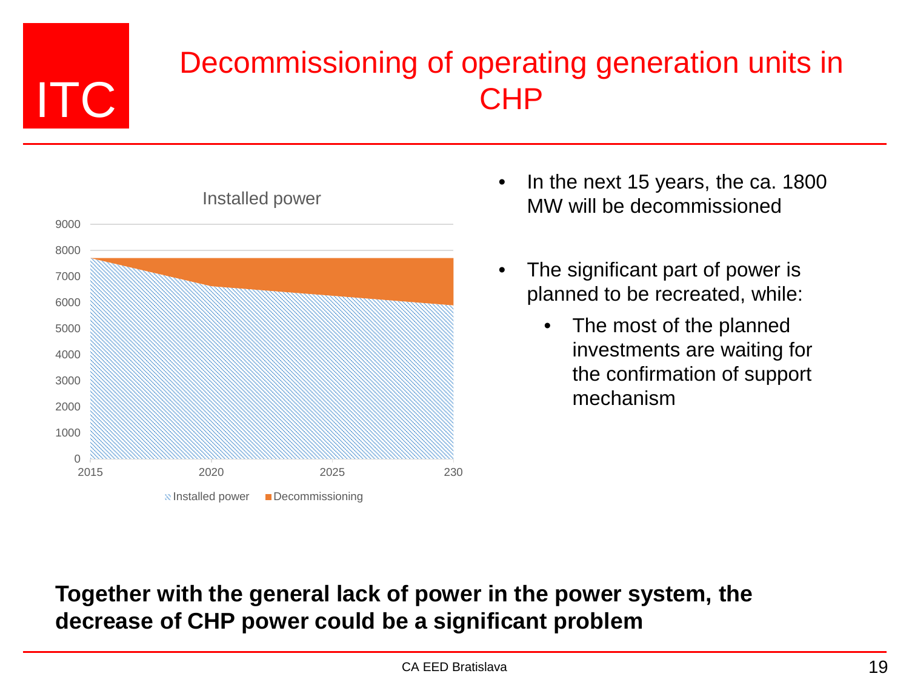# Decommissioning of operating generation units in CHP

Installed power

9000
8000
7000
6000
5000
4000
3000
2000
1000
0

2015 2020 2025 230

Installed power Decommissioning

- In the next 15 years, the ca. 1800 MW will be decommissioned
- The significant part of power is planned to be recreated, while:
  - The most of the planned investments are waiting for the confirmation of support mechanism

**Together with the general lack of power in the power system, the decrease of CHP power could be a significant problem**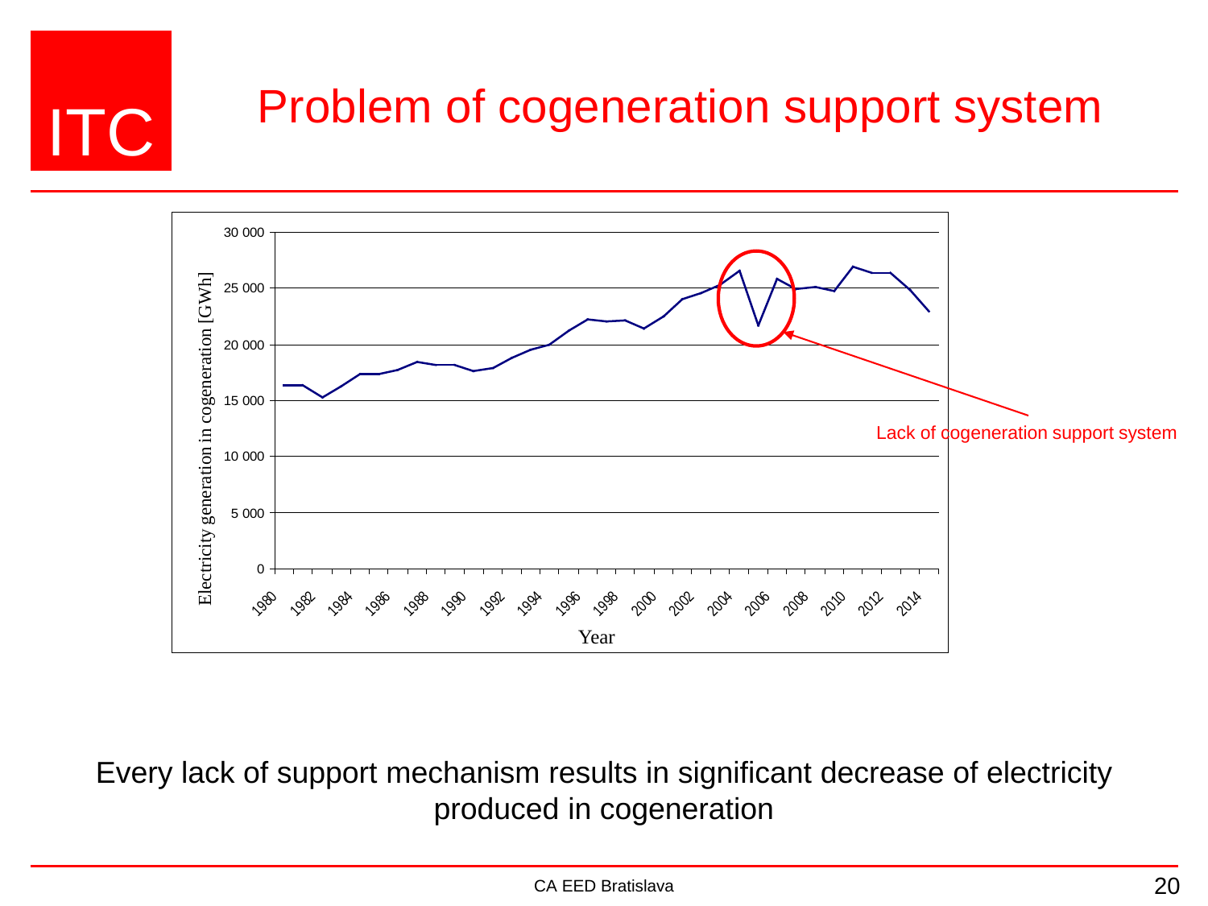# Problem of cogeneration support system

Electricity generation in cogeneration [GWh]

30 000
25 000
20 000
15 000
10 000
5 000
0

1980 1982 1984 1986 1988 1990 1992 1994 1996 1998 2000 2002 2004 2006 2008 2010 2012 2014

Year

Lack of cogeneration support system

Every lack of support mechanism results in significant decrease of electricity produced in cogeneration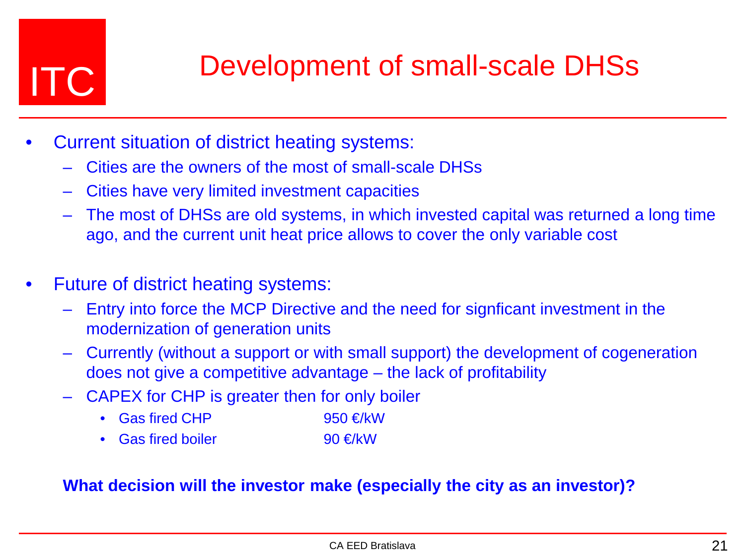# Development of small-scale DHSs

- Current situation of district heating systems:
  - Cities are the owners of the most of small-scale DHSs
  - Cities have very limited investment capacities
  - The most of DHSs are old systems, in which invested capital was returned a long time ago, and the current unit heat price allows to cover the only variable cost
- Future of district heating systems:
  - Entry into force the MCP Directive and the need for signficant investment in the modernization of generation units
  - Currently (without a support or with small support) the development of cogeneration does not give a competitive advantage – the lack of profitability
  - CAPEX for CHP is greater then for only boiler
    - Gas fired CHP 950 €/kW
    - Gas fired boiler 90 €/kW

**What decision will the investor make (especially the city as an investor)?**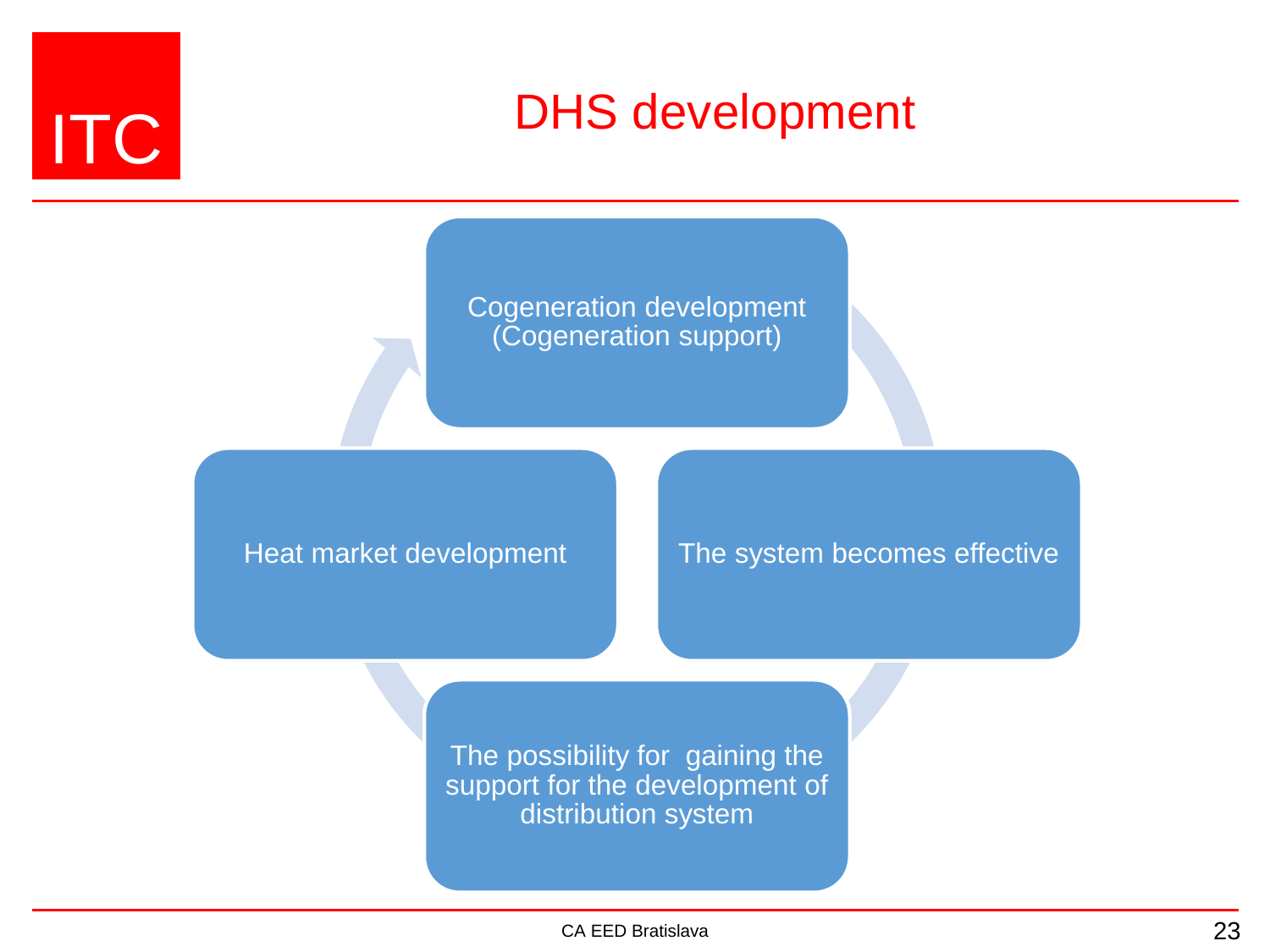# DHS development

- Cogeneration development (Cogeneration support)
- The system becomes effective
- The possibility for gaining the support for the development of distribution system
- Heat market development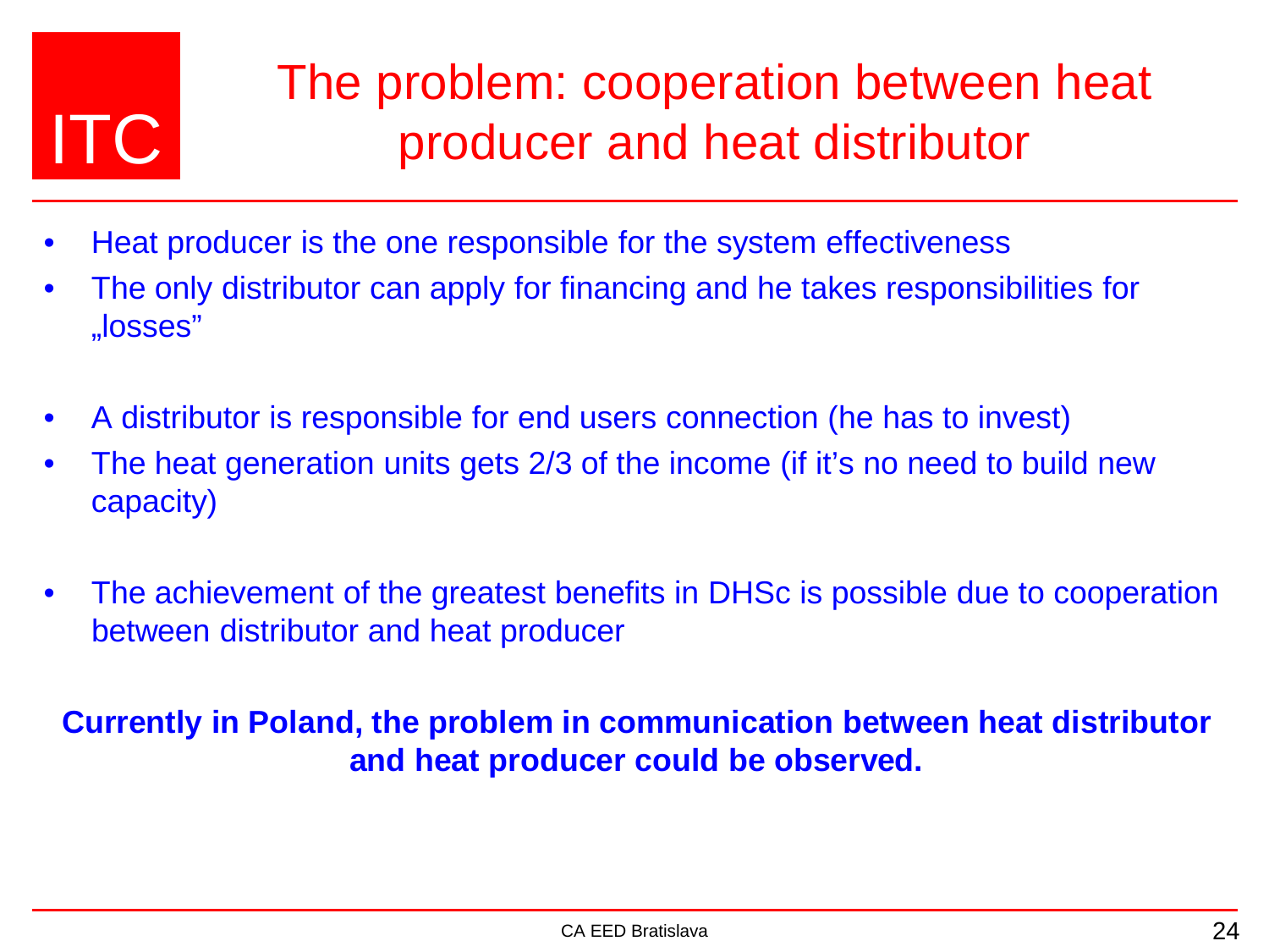ITC

# The problem: cooperation between heat producer and heat distributor

- Heat producer is the one responsible for the system effectiveness
- The only distributor can apply for financing and he takes responsibilities for „losses"

- A distributor is responsible for end users connection (he has to invest)
- The heat generation units gets 2/3 of the income (if it's no need to build new capacity)

- The achievement of the greatest benefits in DHSc is possible due to cooperation between distributor and heat producer

**Currently in Poland, the problem in communication between heat distributor and heat producer could be observed.**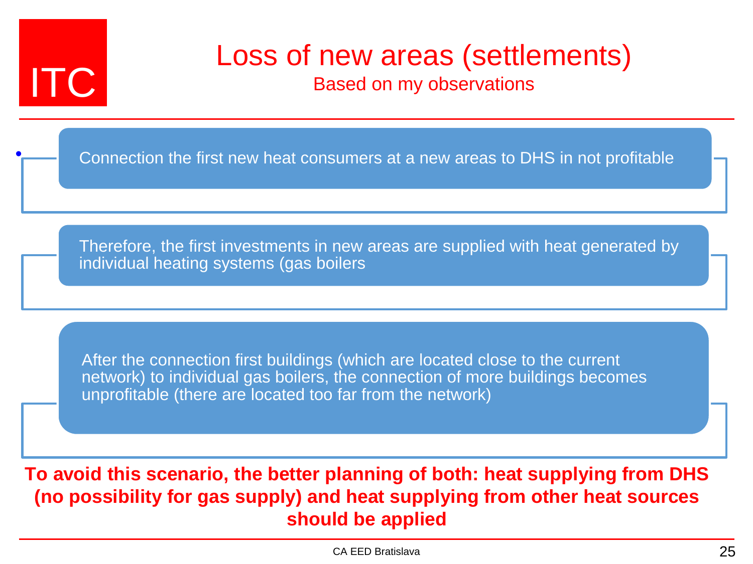# Loss of new areas (settlements)

Based on my observations

- Connection the first new heat consumers at a new areas to DHS in not profitable
- Therefore, the first investments in new areas are supplied with heat generated by individual heating systems (gas boilers
- After the connection first buildings (which are located close to the current network) to individual gas boilers, the connection of more buildings becomes unprofitable (there are located too far from the network)

**To avoid this scenario, the better planning of both: heat supplying from DHS (no possibility for gas supply) and heat supplying from other heat sources should be applied**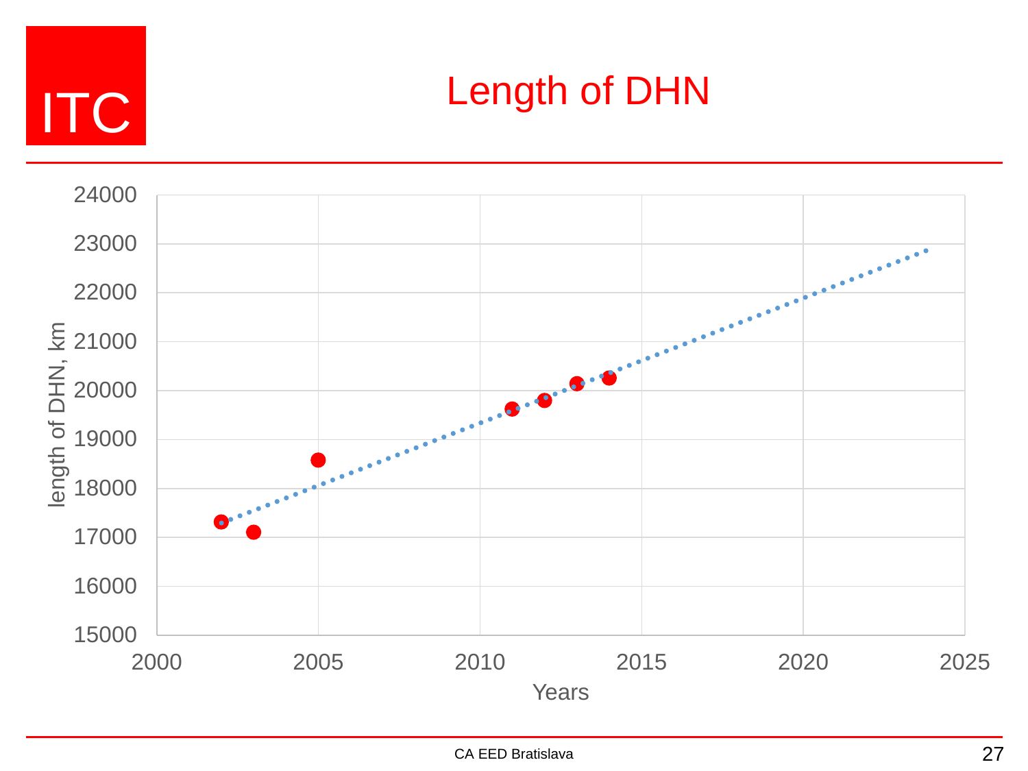# Length of DHN

length of DHN, km

24000
23000
22000
21000
20000
19000
18000
17000
16000
15000

2000 2005 2010 2015 2020 2025

Years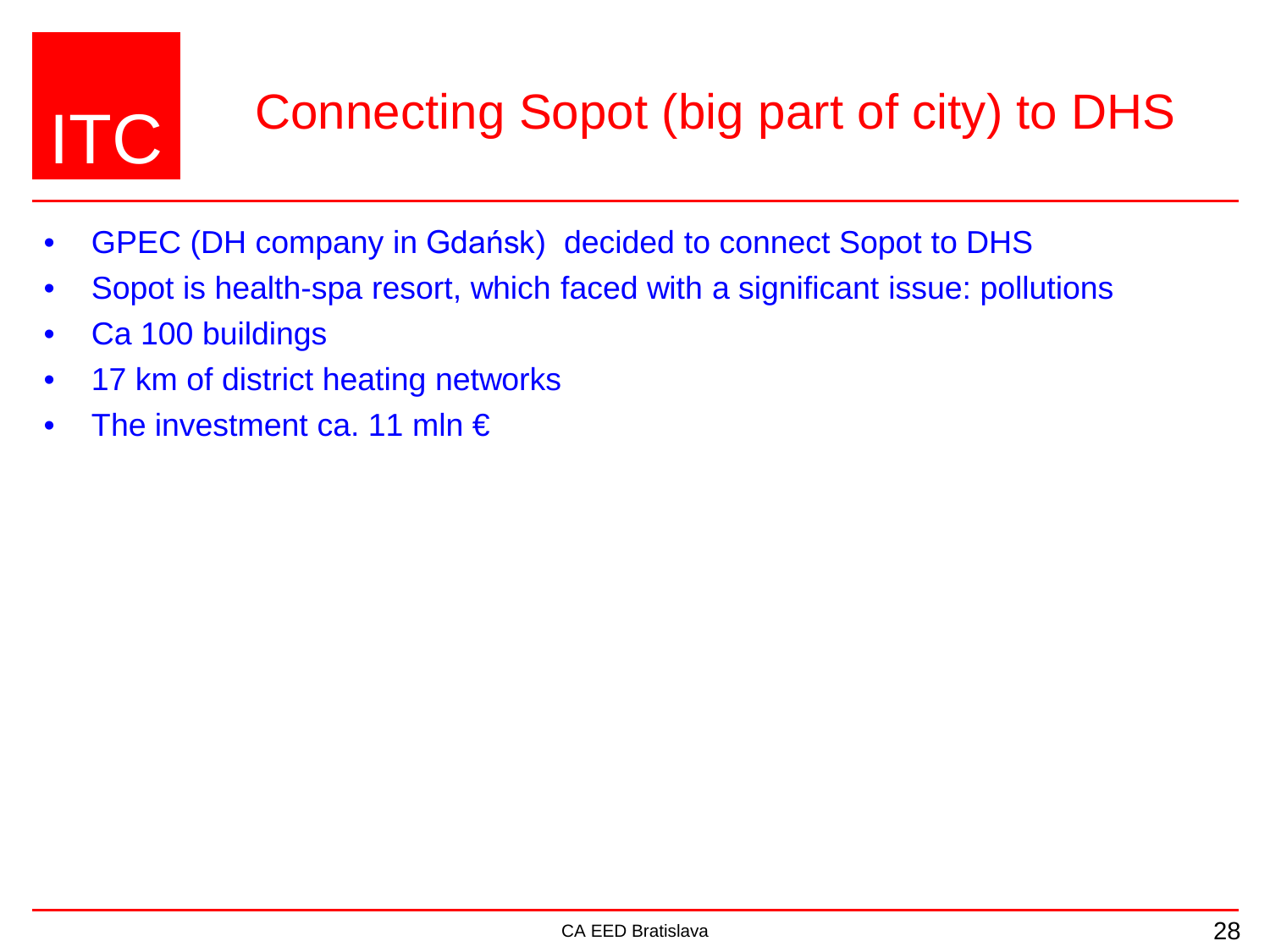# Connecting Sopot (big part of city) to DHS

- GPEC (DH company in Gdańsk) decided to connect Sopot to DHS
- Sopot is health-spa resort, which faced with a significant issue: pollutions
- Ca 100 buildings
- 17 km of district heating networks
- The investment ca. 11 mln €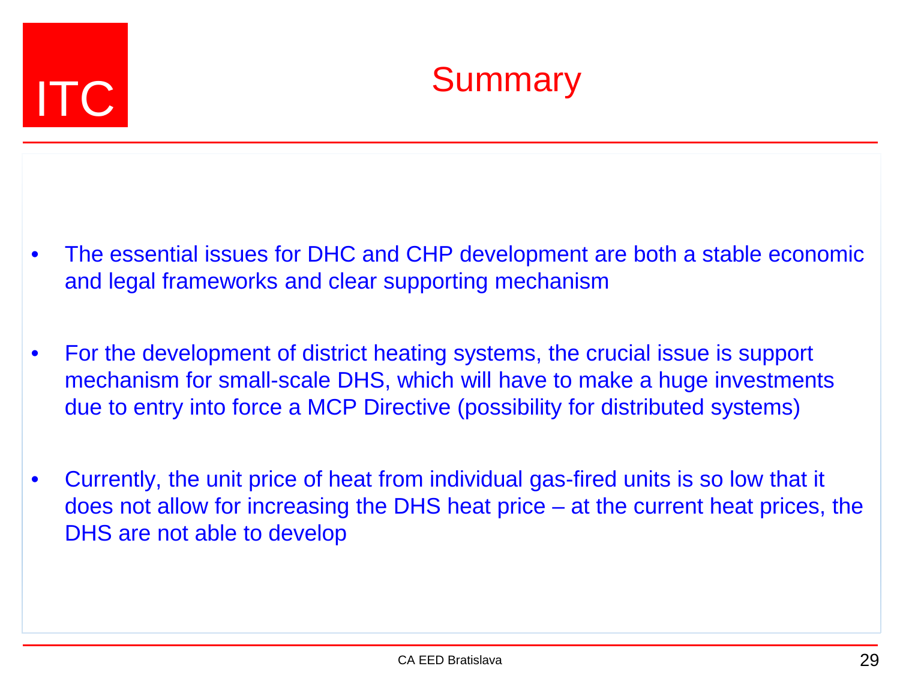ITC

# Summary

- The essential issues for DHC and CHP development are both a stable economic and legal frameworks and clear supporting mechanism
- For the development of district heating systems, the crucial issue is support mechanism for small-scale DHS, which will have to make a huge investments due to entry into force a MCP Directive (possibility for distributed systems)
- Currently, the unit price of heat from individual gas-fired units is so low that it does not allow for increasing the DHS heat price – at the current heat prices, the DHS are not able to develop